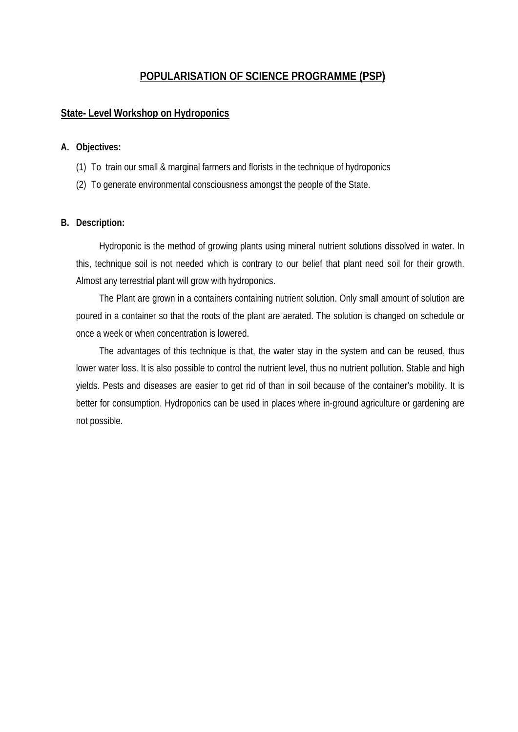# POPULARISATION OF SCIENCE PROGRAMME (PSP)

## State- Level Workshop on Hydroponics

### A. Objectives:

(1) To train our small & marginal farmers and florists in the technique of hydroponics

(2) To generate environmental consciousness amongst the people of the State.

### B. Description:

Hydroponic is the method of growing plants using mineral nutrient solutions dissolved in water. In this, technique soil is not needed which is contrary to our belief that plant need soil for their growth. Almost any terrestrial plant will grow with hydroponics.

The Plant are grown in a containers containing nutrient solution. Only small amount of solution are poured in a container so that the roots of the plant are aerated. The solution is changed on schedule or once a week or when concentration is lowered.

The advantages of this technique is that, the water stay in the system and can be reused, thus lower water loss. It is also possible to control the nutrient level, thus no nutrient pollution. Stable and high yields. Pests and diseases are easier to get rid of than in soil because of the container's mobility. It is better for consumption. Hydroponics can be used in places where in-ground agriculture or gardening are not possible.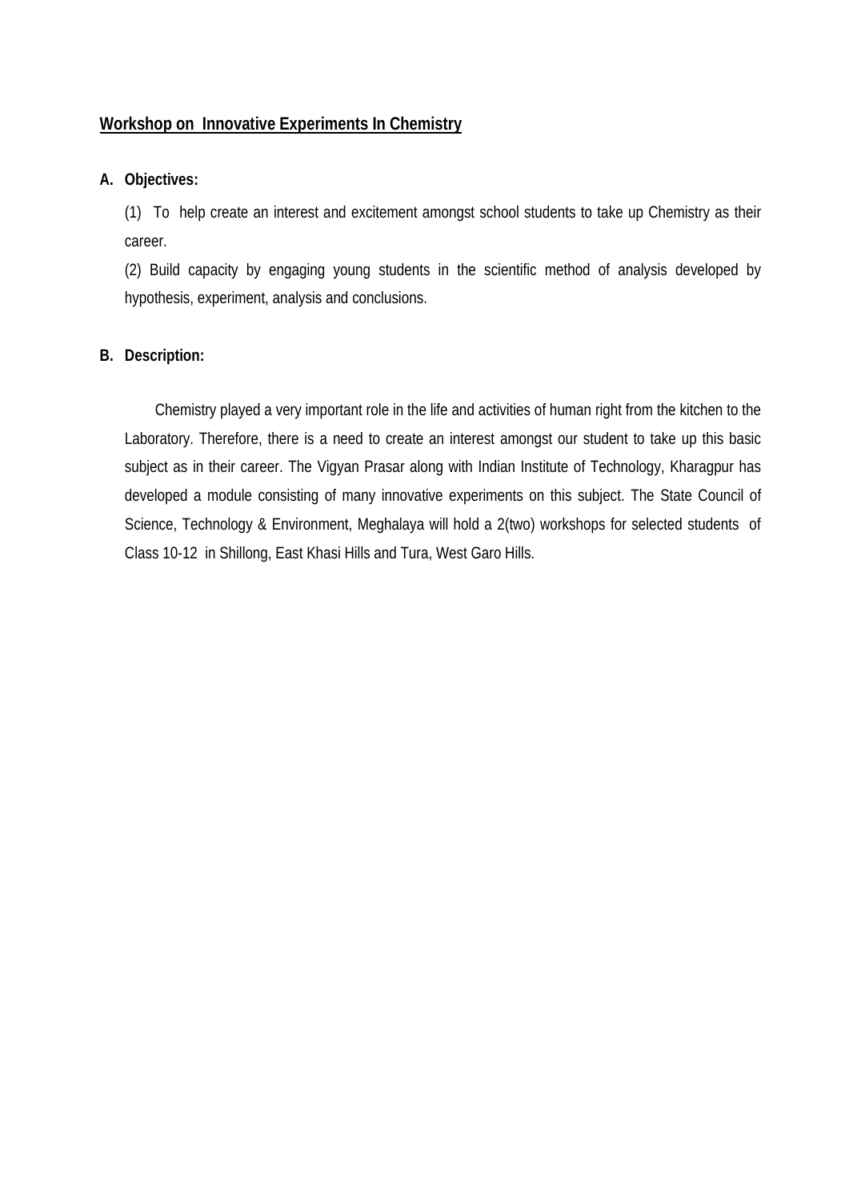## Workshop on Innovative Experiments In Chemistry

**A. Objectives:**

(1) To help create an interest and excitement amongst school students to take up Chemistry as their career.

(2) Build capacity by engaging young students in the scientific method of analysis developed by hypothesis, experiment, analysis and conclusions.

**B. Description:**

Chemistry played a very important role in the life and activities of human right from the kitchen to the Laboratory. Therefore, there is a need to create an interest amongst our student to take up this basic subject as in their career. The Vigyan Prasar along with Indian Institute of Technology, Kharagpur has developed a module consisting of many innovative experiments on this subject. The State Council of Science, Technology & Environment, Meghalaya will hold a 2(two) workshops for selected students of Class 10-12 in Shillong, East Khasi Hills and Tura, West Garo Hills.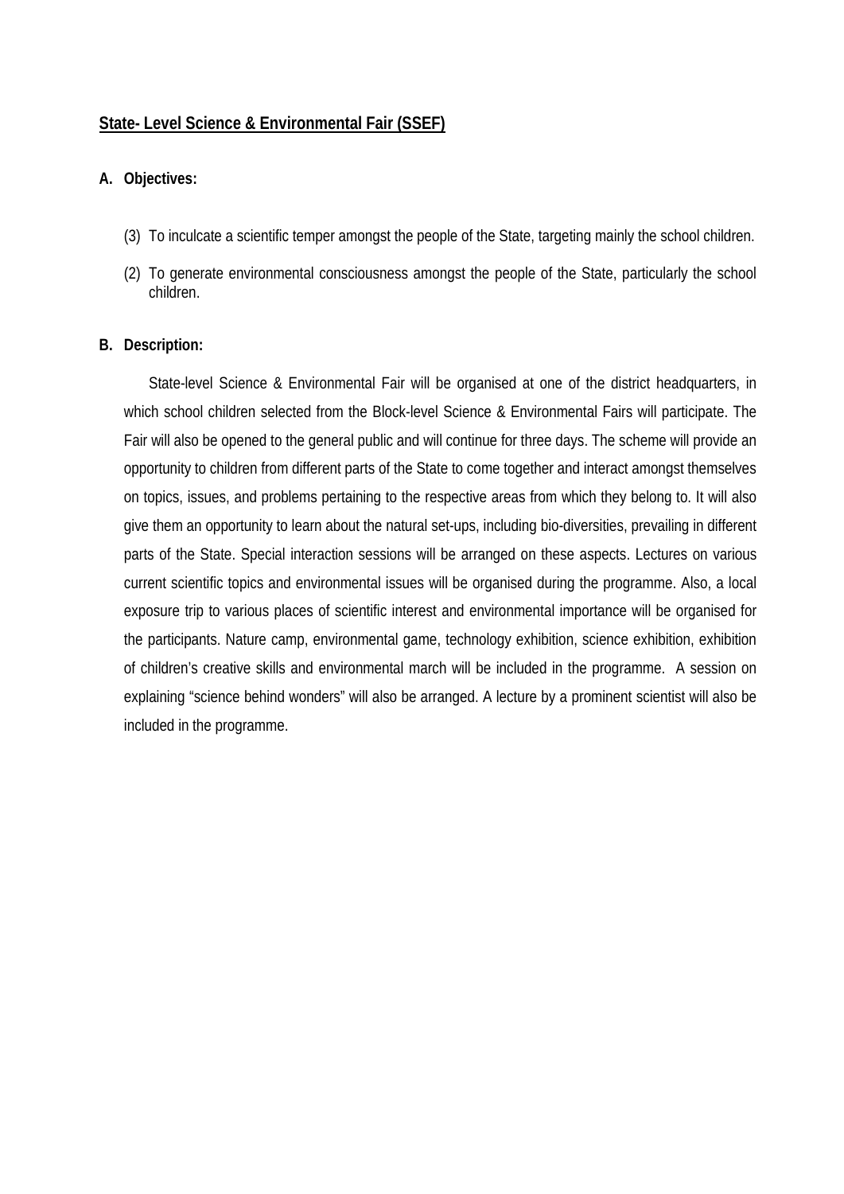**State- Level Science & Environmental Fair (SSEF)**

**A. Objectives:**

(3) To inculcate a scientific temper amongst the people of the State, targeting mainly the school children.

(2) To generate environmental consciousness amongst the people of the State, particularly the school children.

**B. Description:**

State-level Science & Environmental Fair will be organised at one of the district headquarters, in which school children selected from the Block-level Science & Environmental Fairs will participate. The Fair will also be opened to the general public and will continue for three days. The scheme will provide an opportunity to children from different parts of the State to come together and interact amongst themselves on topics, issues, and problems pertaining to the respective areas from which they belong to. It will also give them an opportunity to learn about the natural set-ups, including bio-diversities, prevailing in different parts of the State. Special interaction sessions will be arranged on these aspects. Lectures on various current scientific topics and environmental issues will be organised during the programme. Also, a local exposure trip to various places of scientific interest and environmental importance will be organised for the participants. Nature camp, environmental game, technology exhibition, science exhibition, exhibition of children's creative skills and environmental march will be included in the programme. A session on explaining "science behind wonders" will also be arranged. A lecture by a prominent scientist will also be included in the programme.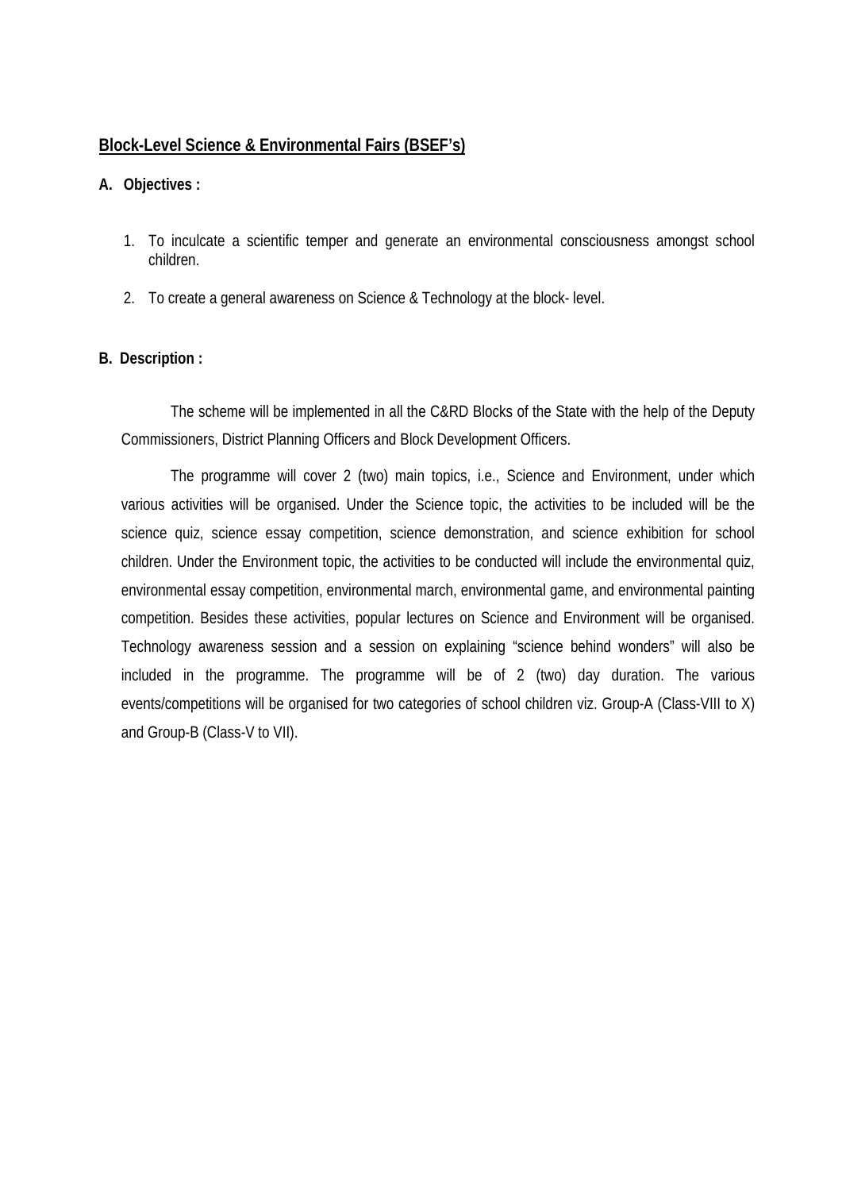## <u>Block-Level Science & Environmental Fairs (BSEF's)</u>

**A. Objectives :**

1. To inculcate a scientific temper and generate an environmental consciousness amongst school children.
2. To create a general awareness on Science & Technology at the block- level.

**B. Description :**

The scheme will be implemented in all the C&RD Blocks of the State with the help of the Deputy Commissioners, District Planning Officers and Block Development Officers.

The programme will cover 2 (two) main topics, i.e., Science and Environment, under which various activities will be organised. Under the Science topic, the activities to be included will be the science quiz, science essay competition, science demonstration, and science exhibition for school children. Under the Environment topic, the activities to be conducted will include the environmental quiz, environmental essay competition, environmental march, environmental game, and environmental painting competition. Besides these activities, popular lectures on Science and Environment will be organised. Technology awareness session and a session on explaining "science behind wonders" will also be included in the programme. The programme will be of 2 (two) day duration. The various events/competitions will be organised for two categories of school children viz. Group-A (Class-VIII to X) and Group-B (Class-V to VII).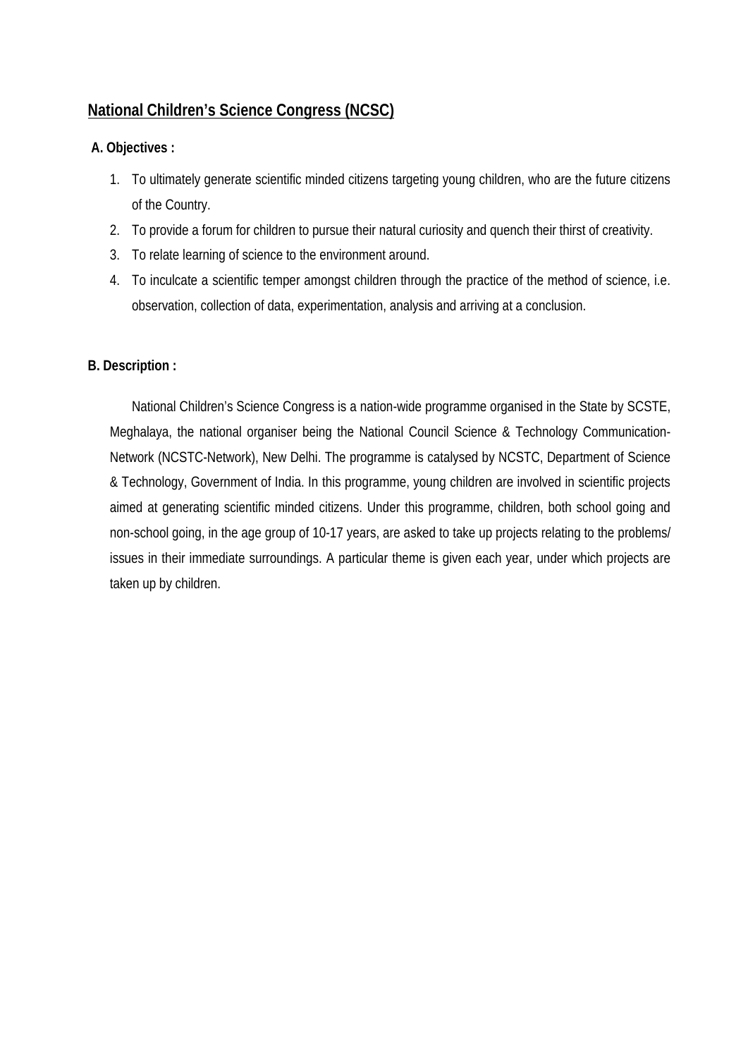## National Children's Science Congress (NCSC)

**A. Objectives :**

1. To ultimately generate scientific minded citizens targeting young children, who are the future citizens of the Country.
2. To provide a forum for children to pursue their natural curiosity and quench their thirst of creativity.
3. To relate learning of science to the environment around.
4. To inculcate a scientific temper amongst children through the practice of the method of science, i.e. observation, collection of data, experimentation, analysis and arriving at a conclusion.

**B. Description :**

National Children's Science Congress is a nation-wide programme organised in the State by SCSTE, Meghalaya, the national organiser being the National Council Science & Technology Communication-Network (NCSTC-Network), New Delhi. The programme is catalysed by NCSTC, Department of Science & Technology, Government of India. In this programme, young children are involved in scientific projects aimed at generating scientific minded citizens. Under this programme, children, both school going and non-school going, in the age group of 10-17 years, are asked to take up projects relating to the problems/ issues in their immediate surroundings. A particular theme is given each year, under which projects are taken up by children.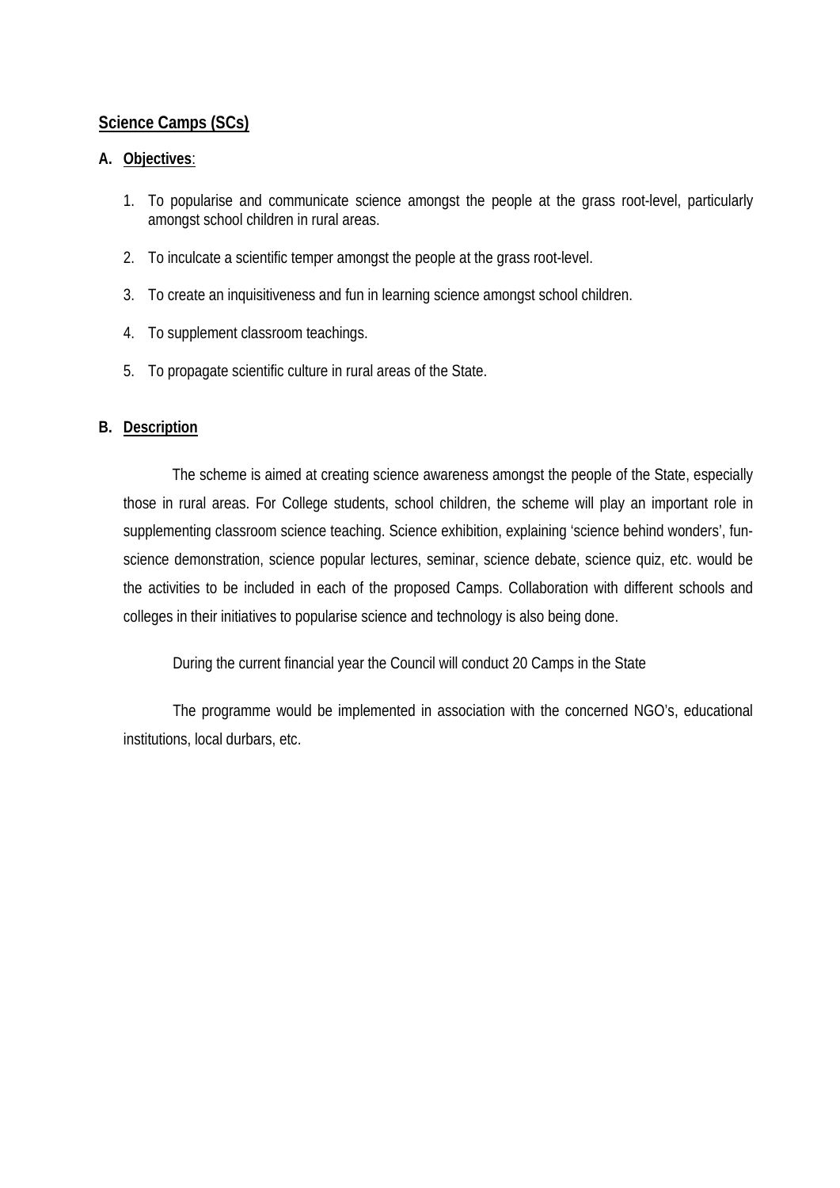## Science Camps (SCs)

**A. Objectives**:

1. To popularise and communicate science amongst the people at the grass root-level, particularly amongst school children in rural areas.
2. To inculcate a scientific temper amongst the people at the grass root-level.
3. To create an inquisitiveness and fun in learning science amongst school children.
4. To supplement classroom teachings.
5. To propagate scientific culture in rural areas of the State.

**B. Description**

The scheme is aimed at creating science awareness amongst the people of the State, especially those in rural areas. For College students, school children, the scheme will play an important role in supplementing classroom science teaching. Science exhibition, explaining 'science behind wonders', fun-science demonstration, science popular lectures, seminar, science debate, science quiz, etc. would be the activities to be included in each of the proposed Camps. Collaboration with different schools and colleges in their initiatives to popularise science and technology is also being done.

During the current financial year the Council will conduct 20 Camps in the State

The programme would be implemented in association with the concerned NGO's, educational institutions, local durbars, etc.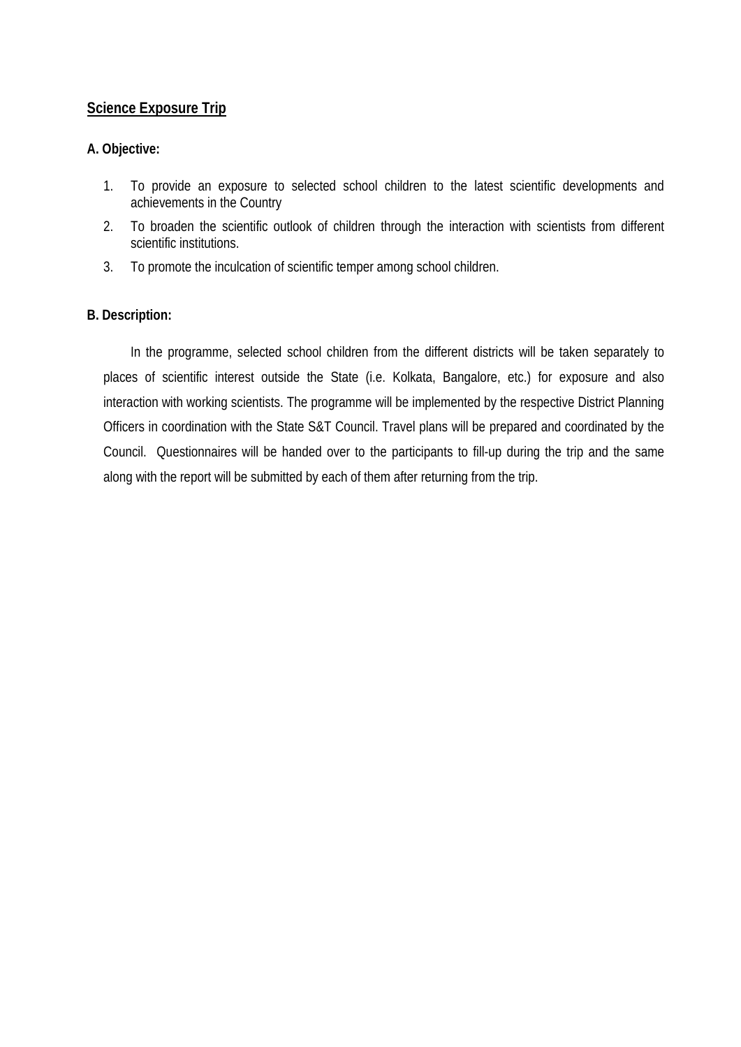## Science Exposure Trip

**A. Objective:**

1. To provide an exposure to selected school children to the latest scientific developments and achievements in the Country
2. To broaden the scientific outlook of children through the interaction with scientists from different scientific institutions.
3. To promote the inculcation of scientific temper among school children.

**B. Description:**

In the programme, selected school children from the different districts will be taken separately to places of scientific interest outside the State (i.e. Kolkata, Bangalore, etc.) for exposure and also interaction with working scientists. The programme will be implemented by the respective District Planning Officers in coordination with the State S&T Council. Travel plans will be prepared and coordinated by the Council. Questionnaires will be handed over to the participants to fill-up during the trip and the same along with the report will be submitted by each of them after returning from the trip.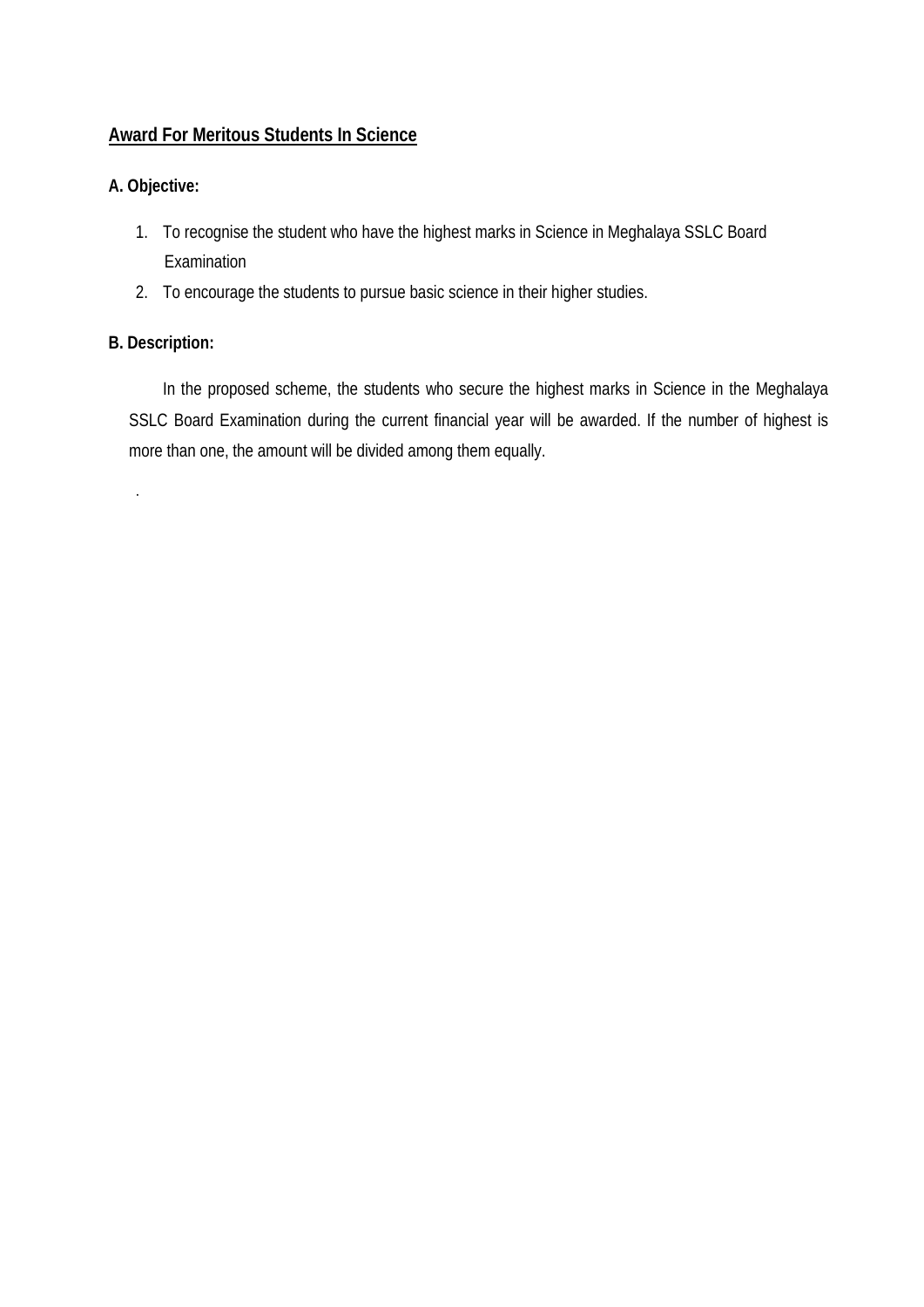## Award For Meritous Students In Science

**A. Objective:**

1. To recognise the student who have the highest marks in Science in Meghalaya SSLC Board Examination
2. To encourage the students to pursue basic science in their higher studies.

**B. Description:**

In the proposed scheme, the students who secure the highest marks in Science in the Meghalaya SSLC Board Examination during the current financial year will be awarded. If the number of highest is more than one, the amount will be divided among them equally.

.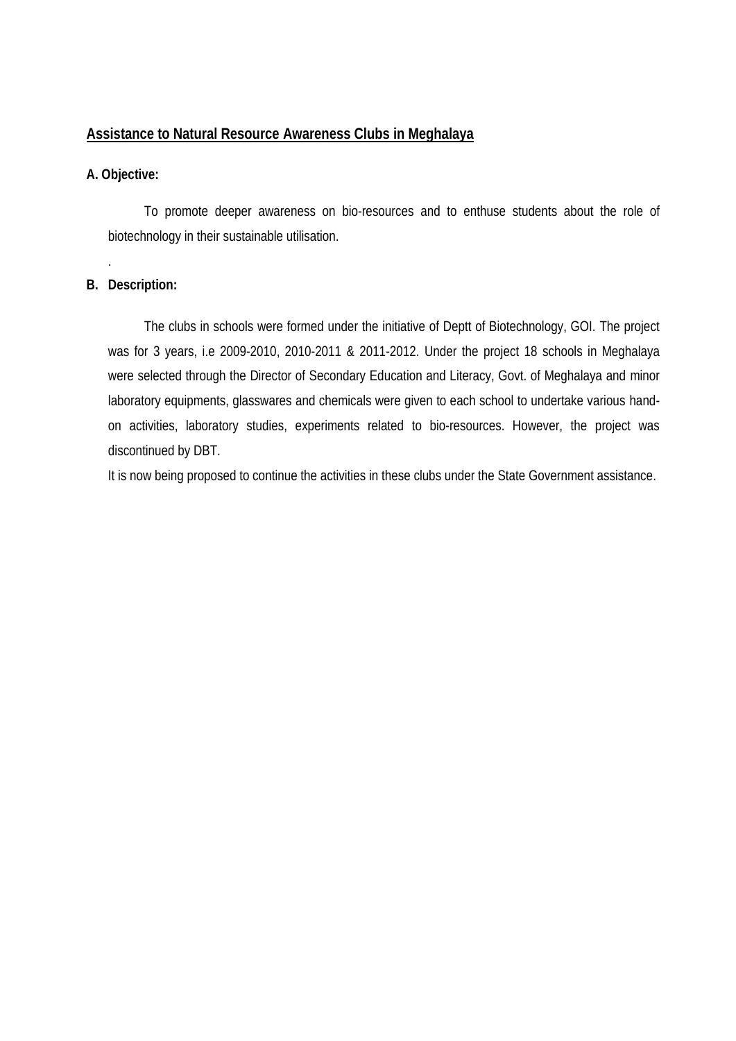## Assistance to Natural Resource Awareness Clubs in Meghalaya

**A. Objective:**

To promote deeper awareness on bio-resources and to enthuse students about the role of biotechnology in their sustainable utilisation.

.

**B. Description:**

The clubs in schools were formed under the initiative of Deptt of Biotechnology, GOI. The project was for 3 years, i.e 2009-2010, 2010-2011 & 2011-2012. Under the project 18 schools in Meghalaya were selected through the Director of Secondary Education and Literacy, Govt. of Meghalaya and minor laboratory equipments, glasswares and chemicals were given to each school to undertake various hand-on activities, laboratory studies, experiments related to bio-resources. However, the project was discontinued by DBT.

It is now being proposed to continue the activities in these clubs under the State Government assistance.